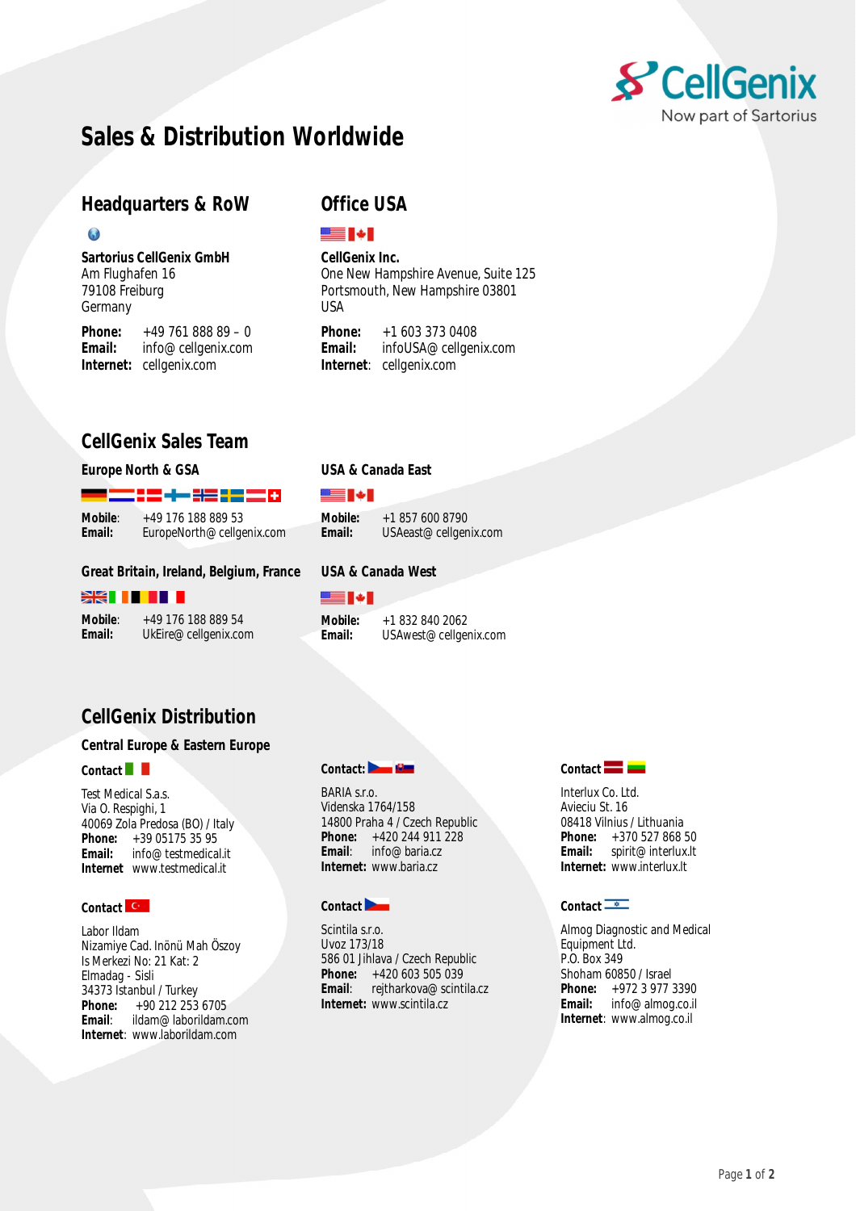CellGenix
Now part of Sartorius

# Sales & Distribution Worldwide

## Headquarters & RoW

**Sartorius CellGenix GmbH**
Am Flughafen 16
79108 Freiburg
Germany

**Phone:** +49 761 888 89 – 0
**Email:** info@ cellgenix.com
**Internet:** cellgenix.com

## Office USA

**CellGenix Inc.**
One New Hampshire Avenue, Suite 125
Portsmouth, New Hampshire 03801
USA

**Phone:** +1 603 373 0408
**Email:** infoUSA@ cellgenix.com
**Internet**: cellgenix.com

## CellGenix Sales Team

### Europe North & GSA

**Mobile**: +49 176 188 889 53
**Email:** EuropeNorth@ cellgenix.com

### Great Britain, Ireland, Belgium, France

**Mobile**: +49 176 188 889 54
**Email:** UkEire@ cellgenix.com

### USA & Canada East

**Mobile:** +1 857 600 8790
**Email:** USAeast@ cellgenix.com

### USA & Canada West

**Mobile:** +1 832 840 2062
**Email:** USAwest@ cellgenix.com

## CellGenix Distribution

### Central Europe & Eastern Europe

**Contact**

Test Medical S.a.s.
Via O. Respighi, 1
40069 Zola Predosa (BO) / Italy
**Phone:** +39 05175 35 95
**Email:** info@ testmedical.it
**Internet** www.testmedical.it

**Contact**

Labor Ildam
Nizamiye Cad. Inönü Mah Öszoy
Is Merkezi No: 21 Kat: 2
Elmadag - Sisli
34373 Istanbul / Turkey
**Phone:** +90 212 253 6705
**Email**: ildam@ laborildam.com
**Internet**: www.laborildam.com

**Contact:**

BARIA s.r.o.
Videnska 1764/158
14800 Praha 4 / Czech Republic
**Phone:** +420 244 911 228
**Email**: info@ baria.cz
**Internet:** www.baria.cz

**Contact**

Scintila s.r.o.
Uvoz 173/18
586 01 Jihlava / Czech Republic
**Phone:** +420 603 505 039
**Email**: rejtharkova@ scintila.cz
**Internet:** www.scintila.cz

**Contact**

Interlux Co. Ltd.
Avieciu St. 16
08418 Vilnius / Lithuania
**Phone:** +370 527 868 50
**Email:** spirit@ interlux.lt
**Internet:** www.interlux.lt

**Contact**

Almog Diagnostic and Medical
Equipment Ltd.
P.O. Box 349
Shoham 60850 / Israel
**Phone:** +972 3 977 3390
**Email:** info@ almog.co.il
**Internet**: www.almog.co.il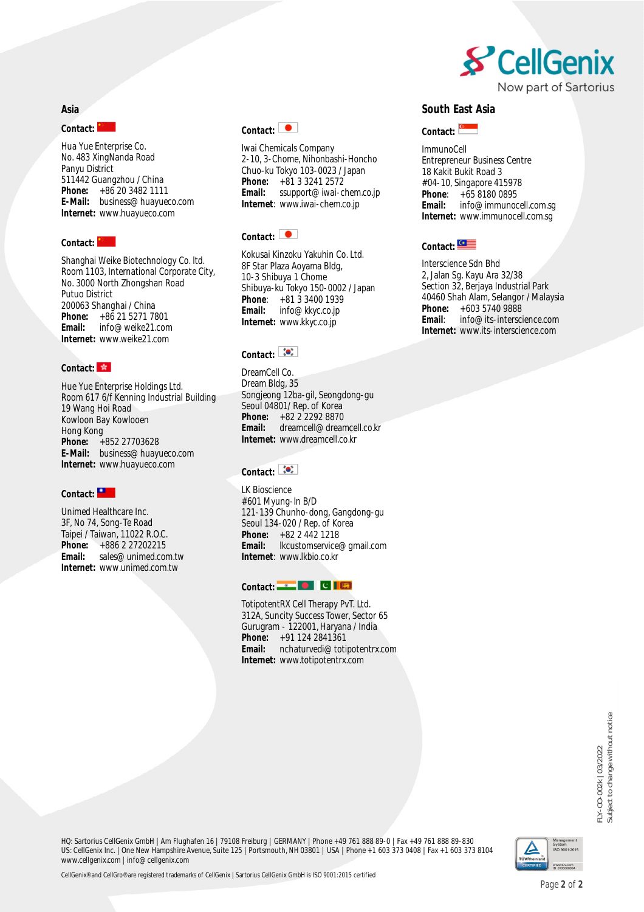CellGenix
Now part of Sartorius

## Asia

**Contact:**

Hua Yue Enterprise Co.
No. 483 XingNanda Road
Panyu District
511442 Guangzhou / China
**Phone:** +86 20 3482 1111
**E-Mail:** business@huayueco.com
**Internet:** www.huayueco.com

**Contact:**

Shanghai Weike Biotechnology Co. ltd.
Room 1103, International Corporate City,
No. 3000 North Zhongshan Road
Putuo District
200063 Shanghai / China
**Phone:** +86 21 5271 7801
**Email:** info@weike21.com
**Internet:** www.weike21.com

**Contact:**

Hue Yue Enterprise Holdings Ltd.
Room 617 6/f Kenning Industrial Building
19 Wang Hoi Road
Kowloon Bay Kowlooen
Hong Kong
**Phone:** +852 27703628
**E-Mail:** business@huayueco.com
**Internet:** www.huayueco.com

**Contact:**

Unimed Healthcare Inc.
3F, No 74, Song-Te Road
Taipei / Taiwan, 11022 R.O.C.
**Phone:** +886 2 27202215
**Email:** sales@unimed.com.tw
**Internet:** www.unimed.com.tw

**Contact:**

Iwai Chemicals Company
2-10, 3-Chome, Nihonbashi-Honcho
Chuo-ku Tokyo 103-0023 / Japan
**Phone:** +81 3 3241 2572
**Email:** ssupport@iwai-chem.co.jp
**Internet:** www.iwai-chem.co.jp

**Contact:**

Kokusai Kinzoku Yakuhin Co. Ltd.
8F Star Plaza Aoyama Bldg,
10-3 Shibuya 1 Chome
Shibuya-ku Tokyo 150-0002 / Japan
**Phone:** +81 3 3400 1939
**Email:** info@kkyc.co.jp
**Internet:** www.kkyc.co.jp

**Contact:**

DreamCell Co.
Dream Bldg, 35
Songjeong 12ba-gil, Seongdong-gu
Seoul 04801/ Rep. of Korea
**Phone:** +82 2 2292 8870
**Email:** dreamcell@dreamcell.co.kr
**Internet:** www.dreamcell.co.kr

**Contact:**

LK Bioscience
#601 Myung-In B/D
121-139 Chunho-dong, Gangdong-gu
Seoul 134-020 / Rep. of Korea
**Phone:** +82 2 442 1218
**Email:** lkcustomservice@gmail.com
**Internet:** www.lkbio.co.kr

**Contact:**

TotipotentRX Cell Therapy PvT. Ltd.
312A, Suncity Success Tower, Sector 65
Gurugram - 122001, Haryana / India
**Phone:** +91 124 2841361
**Email:** nchaturvedi@totipotentrx.com
**Internet:** www.totipotentrx.com

## South East Asia

**Contact:**

ImmunoCell
Entrepreneur Business Centre
18 Kakit Bukit Road 3
#04-10, Singapore 415978
**Phone:** +65 8180 0895
**Email:** info@immunocell.com.sg
**Internet:** www.immunocell.com.sg

**Contact:**

Interscience Sdn Bhd
2, Jalan Sg. Kayu Ara 32/38
Section 32, Berjaya Industrial Park
40460 Shah Alam, Selangor / Malaysia
**Phone:** +603 5740 9888
**Email:** info@its-interscience.com
**Internet:** www.its-interscience.com

FLY-CO-002k | 03/2022
Subject to change without notice

HQ: Sartorius CellGenix GmbH | Am Flughafen 16 | 79108 Freiburg | GERMANY | Phone +49 761 888 89-0 | Fax +49 761 888 89-830
US: CellGenix Inc. | One New Hampshire Avenue, Suite 125 | Portsmouth, NH 03801 | USA | Phone +1 603 373 0408 | Fax +1 603 373 8104
www.cellgenix.com | info@cellgenix.com

CellGenix® and CellGro® are registered trademarks of CellGenix | Sartorius CellGenix GmbH is ISO 9001:2015 certified